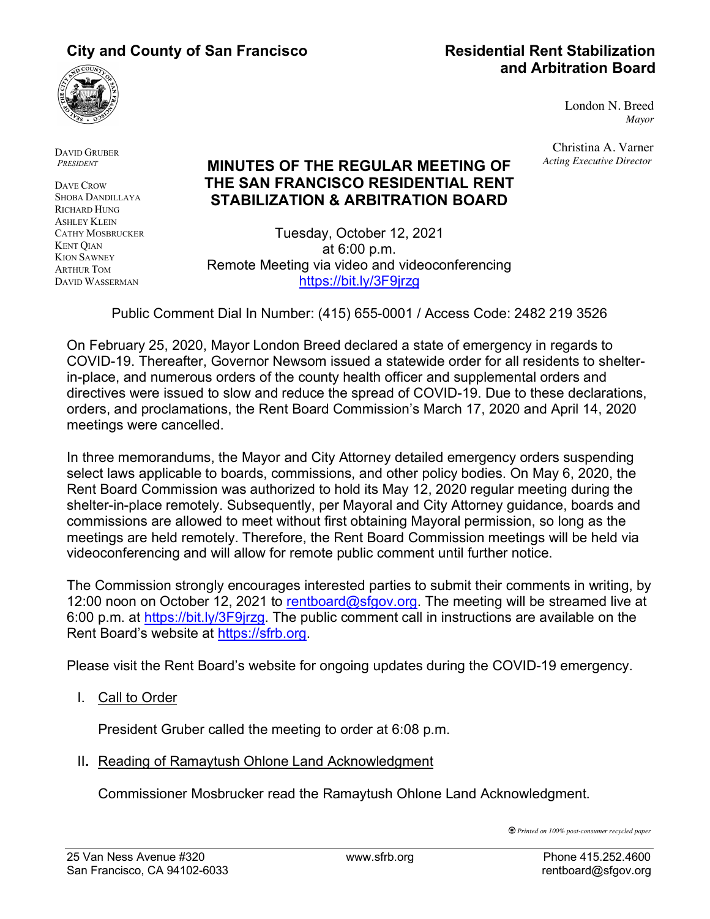**City and County of San Francisco**

**Residential Rent Stabilization and Arbitration Board**

London N. Breed
*Mayor*

Christina A. Varner
*Acting Executive Director*

DAVID GRUBER
*PRESIDENT*

DAVE CROW
SHOBA DANDILLAYA
RICHARD HUNG
ASHLEY KLEIN
CATHY MOSBRUCKER
KENT QIAN
KION SAWNEY
ARTHUR TOM
DAVID WASSERMAN

# MINUTES OF THE REGULAR MEETING OF THE SAN FRANCISCO RESIDENTIAL RENT STABILIZATION & ARBITRATION BOARD

Tuesday, October 12, 2021
at 6:00 p.m.
Remote Meeting via video and videoconferencing
https://bit.ly/3F9jrzg

Public Comment Dial In Number: (415) 655-0001 / Access Code: 2482 219 3526

On February 25, 2020, Mayor London Breed declared a state of emergency in regards to COVID-19. Thereafter, Governor Newsom issued a statewide order for all residents to shelter-in-place, and numerous orders of the county health officer and supplemental orders and directives were issued to slow and reduce the spread of COVID-19. Due to these declarations, orders, and proclamations, the Rent Board Commission's March 17, 2020 and April 14, 2020 meetings were cancelled.

In three memorandums, the Mayor and City Attorney detailed emergency orders suspending select laws applicable to boards, commissions, and other policy bodies. On May 6, 2020, the Rent Board Commission was authorized to hold its May 12, 2020 regular meeting during the shelter-in-place remotely. Subsequently, per Mayoral and City Attorney guidance, boards and commissions are allowed to meet without first obtaining Mayoral permission, so long as the meetings are held remotely. Therefore, the Rent Board Commission meetings will be held via videoconferencing and will allow for remote public comment until further notice.

The Commission strongly encourages interested parties to submit their comments in writing, by 12:00 noon on October 12, 2021 to rentboard@sfgov.org. The meeting will be streamed live at 6:00 p.m. at https://bit.ly/3F9jrzg. The public comment call in instructions are available on the Rent Board's website at https://sfrb.org.

Please visit the Rent Board's website for ongoing updates during the COVID-19 emergency.

I. Call to Order

President Gruber called the meeting to order at 6:08 p.m.

II. Reading of Ramaytush Ohlone Land Acknowledgment

Commissioner Mosbrucker read the Ramaytush Ohlone Land Acknowledgment.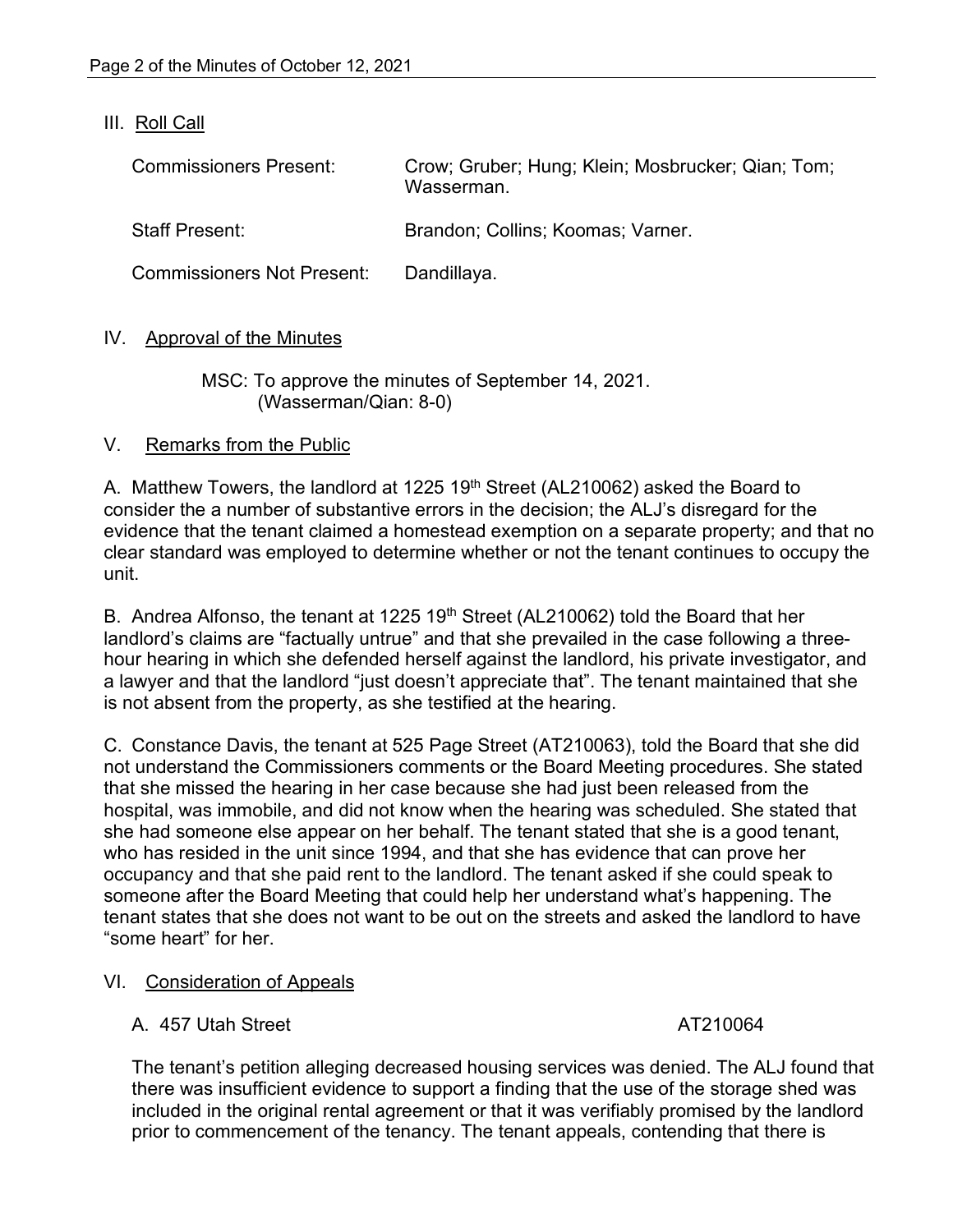## III. Roll Call

| | |
|---|---|
| Commissioners Present: | Crow; Gruber; Hung; Klein; Mosbrucker; Qian; Tom; Wasserman. |
| Staff Present: | Brandon; Collins; Koomas; Varner. |
| Commissioners Not Present: | Dandillaya. |

## IV. Approval of the Minutes

MSC: To approve the minutes of September 14, 2021.
(Wasserman/Qian: 8-0)

## V. Remarks from the Public

A. Matthew Towers, the landlord at 1225 19th Street (AL210062) asked the Board to consider the a number of substantive errors in the decision; the ALJ's disregard for the evidence that the tenant claimed a homestead exemption on a separate property; and that no clear standard was employed to determine whether or not the tenant continues to occupy the unit.

B. Andrea Alfonso, the tenant at 1225 19th Street (AL210062) told the Board that her landlord's claims are "factually untrue" and that she prevailed in the case following a three-hour hearing in which she defended herself against the landlord, his private investigator, and a lawyer and that the landlord "just doesn't appreciate that". The tenant maintained that she is not absent from the property, as she testified at the hearing.

C. Constance Davis, the tenant at 525 Page Street (AT210063), told the Board that she did not understand the Commissioners comments or the Board Meeting procedures. She stated that she missed the hearing in her case because she had just been released from the hospital, was immobile, and did not know when the hearing was scheduled. She stated that she had someone else appear on her behalf. The tenant stated that she is a good tenant, who has resided in the unit since 1994, and that she has evidence that can prove her occupancy and that she paid rent to the landlord. The tenant asked if she could speak to someone after the Board Meeting that could help her understand what's happening. The tenant states that she does not want to be out on the streets and asked the landlord to have "some heart" for her.

## VI. Consideration of Appeals

### A. 457 Utah Street — AT210064

The tenant's petition alleging decreased housing services was denied. The ALJ found that there was insufficient evidence to support a finding that the use of the storage shed was included in the original rental agreement or that it was verifiably promised by the landlord prior to commencement of the tenancy. The tenant appeals, contending that there is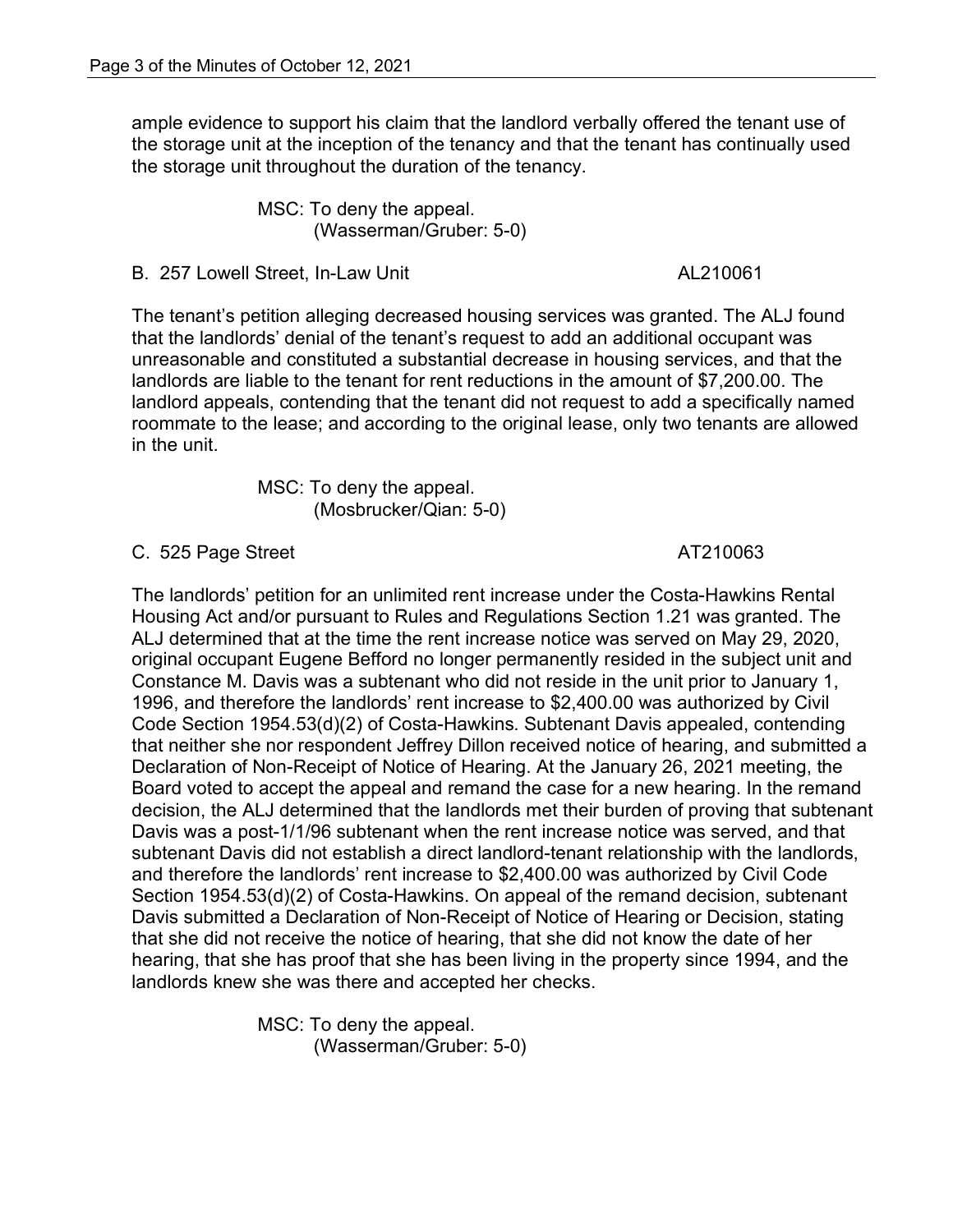ample evidence to support his claim that the landlord verbally offered the tenant use of the storage unit at the inception of the tenancy and that the tenant has continually used the storage unit throughout the duration of the tenancy.

MSC: To deny the appeal.
(Wasserman/Gruber: 5-0)

B. 257 Lowell Street, In-Law Unit AL210061

The tenant's petition alleging decreased housing services was granted. The ALJ found that the landlords' denial of the tenant's request to add an additional occupant was unreasonable and constituted a substantial decrease in housing services, and that the landlords are liable to the tenant for rent reductions in the amount of $7,200.00. The landlord appeals, contending that the tenant did not request to add a specifically named roommate to the lease; and according to the original lease, only two tenants are allowed in the unit.

MSC: To deny the appeal.
(Mosbrucker/Qian: 5-0)

C. 525 Page Street AT210063

The landlords' petition for an unlimited rent increase under the Costa-Hawkins Rental Housing Act and/or pursuant to Rules and Regulations Section 1.21 was granted. The ALJ determined that at the time the rent increase notice was served on May 29, 2020, original occupant Eugene Befford no longer permanently resided in the subject unit and Constance M. Davis was a subtenant who did not reside in the unit prior to January 1, 1996, and therefore the landlords' rent increase to $2,400.00 was authorized by Civil Code Section 1954.53(d)(2) of Costa-Hawkins. Subtenant Davis appealed, contending that neither she nor respondent Jeffrey Dillon received notice of hearing, and submitted a Declaration of Non-Receipt of Notice of Hearing. At the January 26, 2021 meeting, the Board voted to accept the appeal and remand the case for a new hearing. In the remand decision, the ALJ determined that the landlords met their burden of proving that subtenant Davis was a post-1/1/96 subtenant when the rent increase notice was served, and that subtenant Davis did not establish a direct landlord-tenant relationship with the landlords, and therefore the landlords' rent increase to $2,400.00 was authorized by Civil Code Section 1954.53(d)(2) of Costa-Hawkins. On appeal of the remand decision, subtenant Davis submitted a Declaration of Non-Receipt of Notice of Hearing or Decision, stating that she did not receive the notice of hearing, that she did not know the date of her hearing, that she has proof that she has been living in the property since 1994, and the landlords knew she was there and accepted her checks.

MSC: To deny the appeal.
(Wasserman/Gruber: 5-0)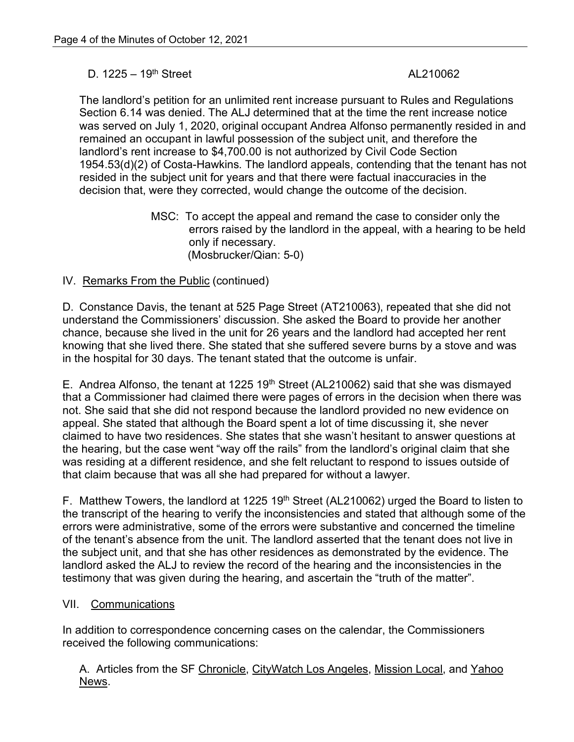D. 1225 – 19th Street AL210062

The landlord's petition for an unlimited rent increase pursuant to Rules and Regulations Section 6.14 was denied. The ALJ determined that at the time the rent increase notice was served on July 1, 2020, original occupant Andrea Alfonso permanently resided in and remained an occupant in lawful possession of the subject unit, and therefore the landlord's rent increase to $4,700.00 is not authorized by Civil Code Section 1954.53(d)(2) of Costa-Hawkins. The landlord appeals, contending that the tenant has not resided in the subject unit for years and that there were factual inaccuracies in the decision that, were they corrected, would change the outcome of the decision.

> MSC: To accept the appeal and remand the case to consider only the errors raised by the landlord in the appeal, with a hearing to be held only if necessary.
> (Mosbrucker/Qian: 5-0)

## IV. Remarks From the Public (continued)

D. Constance Davis, the tenant at 525 Page Street (AT210063), repeated that she did not understand the Commissioners' discussion. She asked the Board to provide her another chance, because she lived in the unit for 26 years and the landlord had accepted her rent knowing that she lived there. She stated that she suffered severe burns by a stove and was in the hospital for 30 days. The tenant stated that the outcome is unfair.

E. Andrea Alfonso, the tenant at 1225 19th Street (AL210062) said that she was dismayed that a Commissioner had claimed there were pages of errors in the decision when there was not. She said that she did not respond because the landlord provided no new evidence on appeal. She stated that although the Board spent a lot of time discussing it, she never claimed to have two residences. She states that she wasn't hesitant to answer questions at the hearing, but the case went "way off the rails" from the landlord's original claim that she was residing at a different residence, and she felt reluctant to respond to issues outside of that claim because that was all she had prepared for without a lawyer.

F. Matthew Towers, the landlord at 1225 19th Street (AL210062) urged the Board to listen to the transcript of the hearing to verify the inconsistencies and stated that although some of the errors were administrative, some of the errors were substantive and concerned the timeline of the tenant's absence from the unit. The landlord asserted that the tenant does not live in the subject unit, and that she has other residences as demonstrated by the evidence. The landlord asked the ALJ to review the record of the hearing and the inconsistencies in the testimony that was given during the hearing, and ascertain the "truth of the matter".

## VII. Communications

In addition to correspondence concerning cases on the calendar, the Commissioners received the following communications:

A. Articles from the SF Chronicle, CityWatch Los Angeles, Mission Local, and Yahoo News.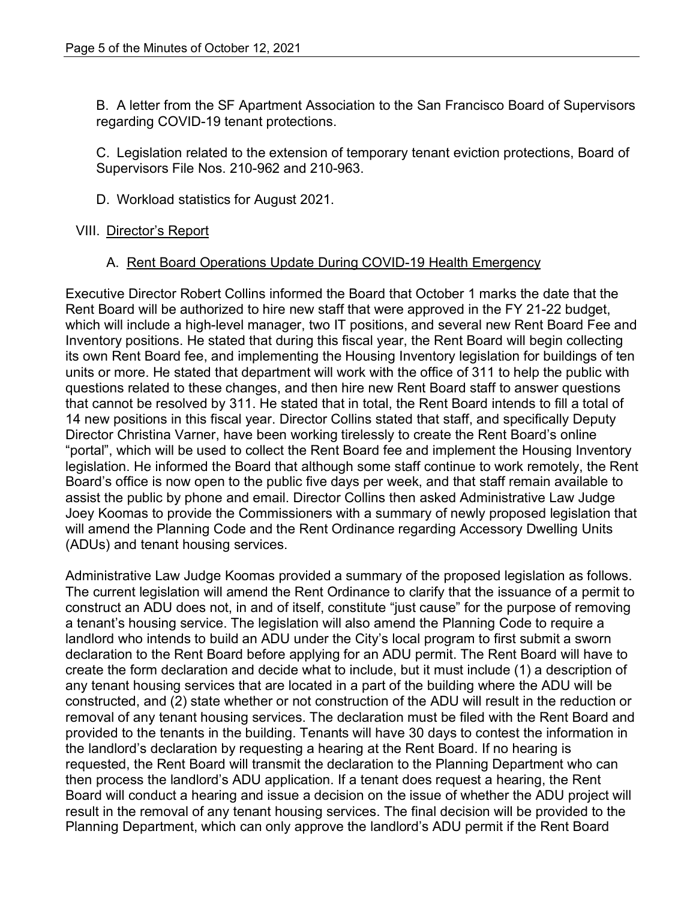B. A letter from the SF Apartment Association to the San Francisco Board of Supervisors regarding COVID-19 tenant protections.

C. Legislation related to the extension of temporary tenant eviction protections, Board of Supervisors File Nos. 210-962 and 210-963.

D. Workload statistics for August 2021.

VIII. Director's Report

A. Rent Board Operations Update During COVID-19 Health Emergency

Executive Director Robert Collins informed the Board that October 1 marks the date that the Rent Board will be authorized to hire new staff that were approved in the FY 21-22 budget, which will include a high-level manager, two IT positions, and several new Rent Board Fee and Inventory positions. He stated that during this fiscal year, the Rent Board will begin collecting its own Rent Board fee, and implementing the Housing Inventory legislation for buildings of ten units or more. He stated that department will work with the office of 311 to help the public with questions related to these changes, and then hire new Rent Board staff to answer questions that cannot be resolved by 311. He stated that in total, the Rent Board intends to fill a total of 14 new positions in this fiscal year. Director Collins stated that staff, and specifically Deputy Director Christina Varner, have been working tirelessly to create the Rent Board's online "portal", which will be used to collect the Rent Board fee and implement the Housing Inventory legislation. He informed the Board that although some staff continue to work remotely, the Rent Board's office is now open to the public five days per week, and that staff remain available to assist the public by phone and email. Director Collins then asked Administrative Law Judge Joey Koomas to provide the Commissioners with a summary of newly proposed legislation that will amend the Planning Code and the Rent Ordinance regarding Accessory Dwelling Units (ADUs) and tenant housing services.

Administrative Law Judge Koomas provided a summary of the proposed legislation as follows. The current legislation will amend the Rent Ordinance to clarify that the issuance of a permit to construct an ADU does not, in and of itself, constitute "just cause" for the purpose of removing a tenant's housing service. The legislation will also amend the Planning Code to require a landlord who intends to build an ADU under the City's local program to first submit a sworn declaration to the Rent Board before applying for an ADU permit. The Rent Board will have to create the form declaration and decide what to include, but it must include (1) a description of any tenant housing services that are located in a part of the building where the ADU will be constructed, and (2) state whether or not construction of the ADU will result in the reduction or removal of any tenant housing services. The declaration must be filed with the Rent Board and provided to the tenants in the building. Tenants will have 30 days to contest the information in the landlord's declaration by requesting a hearing at the Rent Board. If no hearing is requested, the Rent Board will transmit the declaration to the Planning Department who can then process the landlord's ADU application. If a tenant does request a hearing, the Rent Board will conduct a hearing and issue a decision on the issue of whether the ADU project will result in the removal of any tenant housing services. The final decision will be provided to the Planning Department, which can only approve the landlord's ADU permit if the Rent Board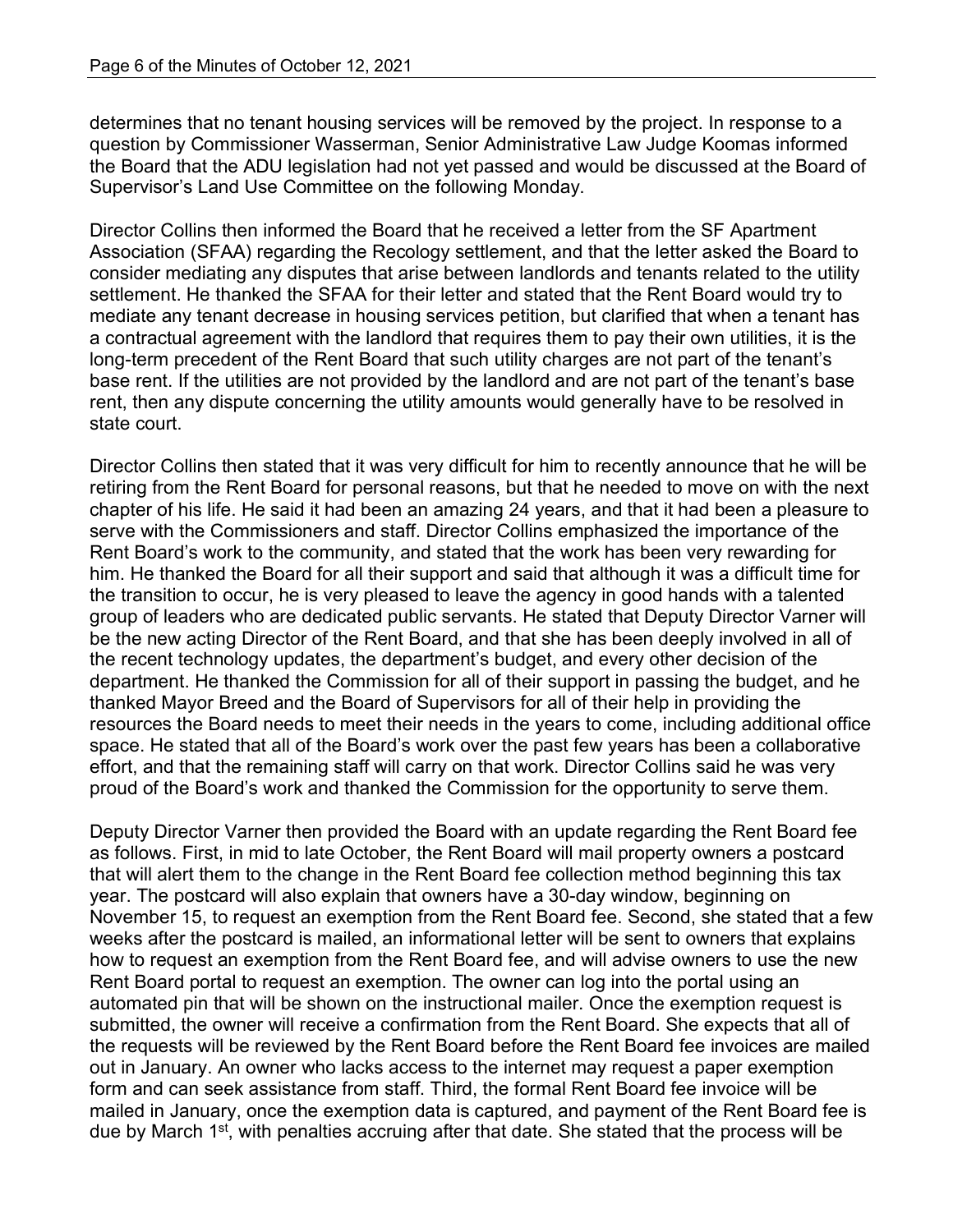determines that no tenant housing services will be removed by the project. In response to a question by Commissioner Wasserman, Senior Administrative Law Judge Koomas informed the Board that the ADU legislation had not yet passed and would be discussed at the Board of Supervisor's Land Use Committee on the following Monday.

Director Collins then informed the Board that he received a letter from the SF Apartment Association (SFAA) regarding the Recology settlement, and that the letter asked the Board to consider mediating any disputes that arise between landlords and tenants related to the utility settlement. He thanked the SFAA for their letter and stated that the Rent Board would try to mediate any tenant decrease in housing services petition, but clarified that when a tenant has a contractual agreement with the landlord that requires them to pay their own utilities, it is the long-term precedent of the Rent Board that such utility charges are not part of the tenant's base rent. If the utilities are not provided by the landlord and are not part of the tenant's base rent, then any dispute concerning the utility amounts would generally have to be resolved in state court.

Director Collins then stated that it was very difficult for him to recently announce that he will be retiring from the Rent Board for personal reasons, but that he needed to move on with the next chapter of his life. He said it had been an amazing 24 years, and that it had been a pleasure to serve with the Commissioners and staff. Director Collins emphasized the importance of the Rent Board's work to the community, and stated that the work has been very rewarding for him. He thanked the Board for all their support and said that although it was a difficult time for the transition to occur, he is very pleased to leave the agency in good hands with a talented group of leaders who are dedicated public servants. He stated that Deputy Director Varner will be the new acting Director of the Rent Board, and that she has been deeply involved in all of the recent technology updates, the department's budget, and every other decision of the department. He thanked the Commission for all of their support in passing the budget, and he thanked Mayor Breed and the Board of Supervisors for all of their help in providing the resources the Board needs to meet their needs in the years to come, including additional office space. He stated that all of the Board's work over the past few years has been a collaborative effort, and that the remaining staff will carry on that work. Director Collins said he was very proud of the Board's work and thanked the Commission for the opportunity to serve them.

Deputy Director Varner then provided the Board with an update regarding the Rent Board fee as follows. First, in mid to late October, the Rent Board will mail property owners a postcard that will alert them to the change in the Rent Board fee collection method beginning this tax year. The postcard will also explain that owners have a 30-day window, beginning on November 15, to request an exemption from the Rent Board fee. Second, she stated that a few weeks after the postcard is mailed, an informational letter will be sent to owners that explains how to request an exemption from the Rent Board fee, and will advise owners to use the new Rent Board portal to request an exemption. The owner can log into the portal using an automated pin that will be shown on the instructional mailer. Once the exemption request is submitted, the owner will receive a confirmation from the Rent Board. She expects that all of the requests will be reviewed by the Rent Board before the Rent Board fee invoices are mailed out in January. An owner who lacks access to the internet may request a paper exemption form and can seek assistance from staff. Third, the formal Rent Board fee invoice will be mailed in January, once the exemption data is captured, and payment of the Rent Board fee is due by March 1st, with penalties accruing after that date. She stated that the process will be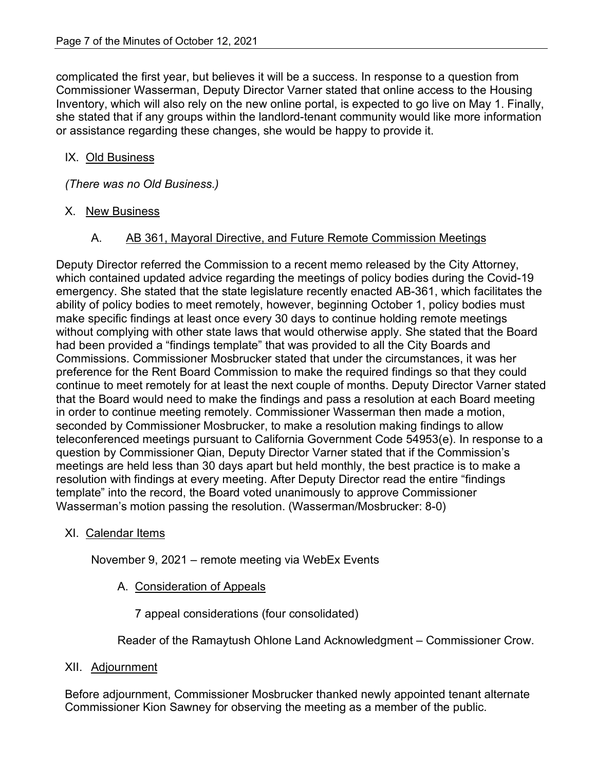complicated the first year, but believes it will be a success. In response to a question from Commissioner Wasserman, Deputy Director Varner stated that online access to the Housing Inventory, which will also rely on the new online portal, is expected to go live on May 1. Finally, she stated that if any groups within the landlord-tenant community would like more information or assistance regarding these changes, she would be happy to provide it.

## IX. Old Business

*(There was no Old Business.)*

## X. New Business

### A. AB 361, Mayoral Directive, and Future Remote Commission Meetings

Deputy Director referred the Commission to a recent memo released by the City Attorney, which contained updated advice regarding the meetings of policy bodies during the Covid-19 emergency. She stated that the state legislature recently enacted AB-361, which facilitates the ability of policy bodies to meet remotely, however, beginning October 1, policy bodies must make specific findings at least once every 30 days to continue holding remote meetings without complying with other state laws that would otherwise apply. She stated that the Board had been provided a "findings template" that was provided to all the City Boards and Commissions. Commissioner Mosbrucker stated that under the circumstances, it was her preference for the Rent Board Commission to make the required findings so that they could continue to meet remotely for at least the next couple of months. Deputy Director Varner stated that the Board would need to make the findings and pass a resolution at each Board meeting in order to continue meeting remotely. Commissioner Wasserman then made a motion, seconded by Commissioner Mosbrucker, to make a resolution making findings to allow teleconferenced meetings pursuant to California Government Code 54953(e). In response to a question by Commissioner Qian, Deputy Director Varner stated that if the Commission's meetings are held less than 30 days apart but held monthly, the best practice is to make a resolution with findings at every meeting. After Deputy Director read the entire "findings template" into the record, the Board voted unanimously to approve Commissioner Wasserman's motion passing the resolution. (Wasserman/Mosbrucker: 8-0)

## XI. Calendar Items

November 9, 2021 – remote meeting via WebEx Events

### A. Consideration of Appeals

7 appeal considerations (four consolidated)

Reader of the Ramaytush Ohlone Land Acknowledgment – Commissioner Crow.

## XII. Adjournment

Before adjournment, Commissioner Mosbrucker thanked newly appointed tenant alternate Commissioner Kion Sawney for observing the meeting as a member of the public.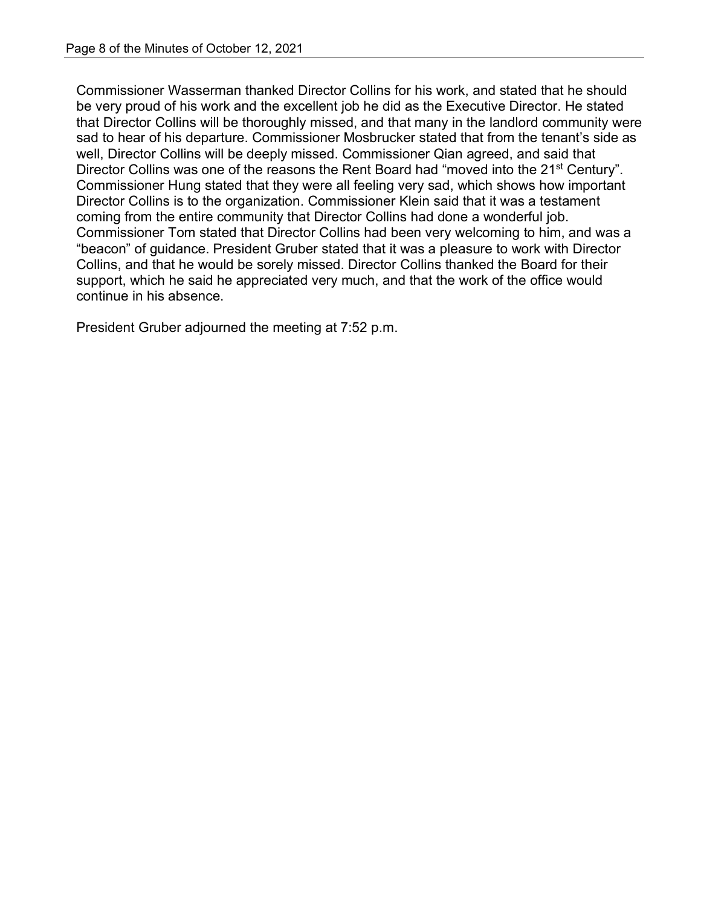Commissioner Wasserman thanked Director Collins for his work, and stated that he should be very proud of his work and the excellent job he did as the Executive Director. He stated that Director Collins will be thoroughly missed, and that many in the landlord community were sad to hear of his departure. Commissioner Mosbrucker stated that from the tenant's side as well, Director Collins will be deeply missed. Commissioner Qian agreed, and said that Director Collins was one of the reasons the Rent Board had "moved into the 21st Century". Commissioner Hung stated that they were all feeling very sad, which shows how important Director Collins is to the organization. Commissioner Klein said that it was a testament coming from the entire community that Director Collins had done a wonderful job. Commissioner Tom stated that Director Collins had been very welcoming to him, and was a "beacon" of guidance. President Gruber stated that it was a pleasure to work with Director Collins, and that he would be sorely missed. Director Collins thanked the Board for their support, which he said he appreciated very much, and that the work of the office would continue in his absence.

President Gruber adjourned the meeting at 7:52 p.m.